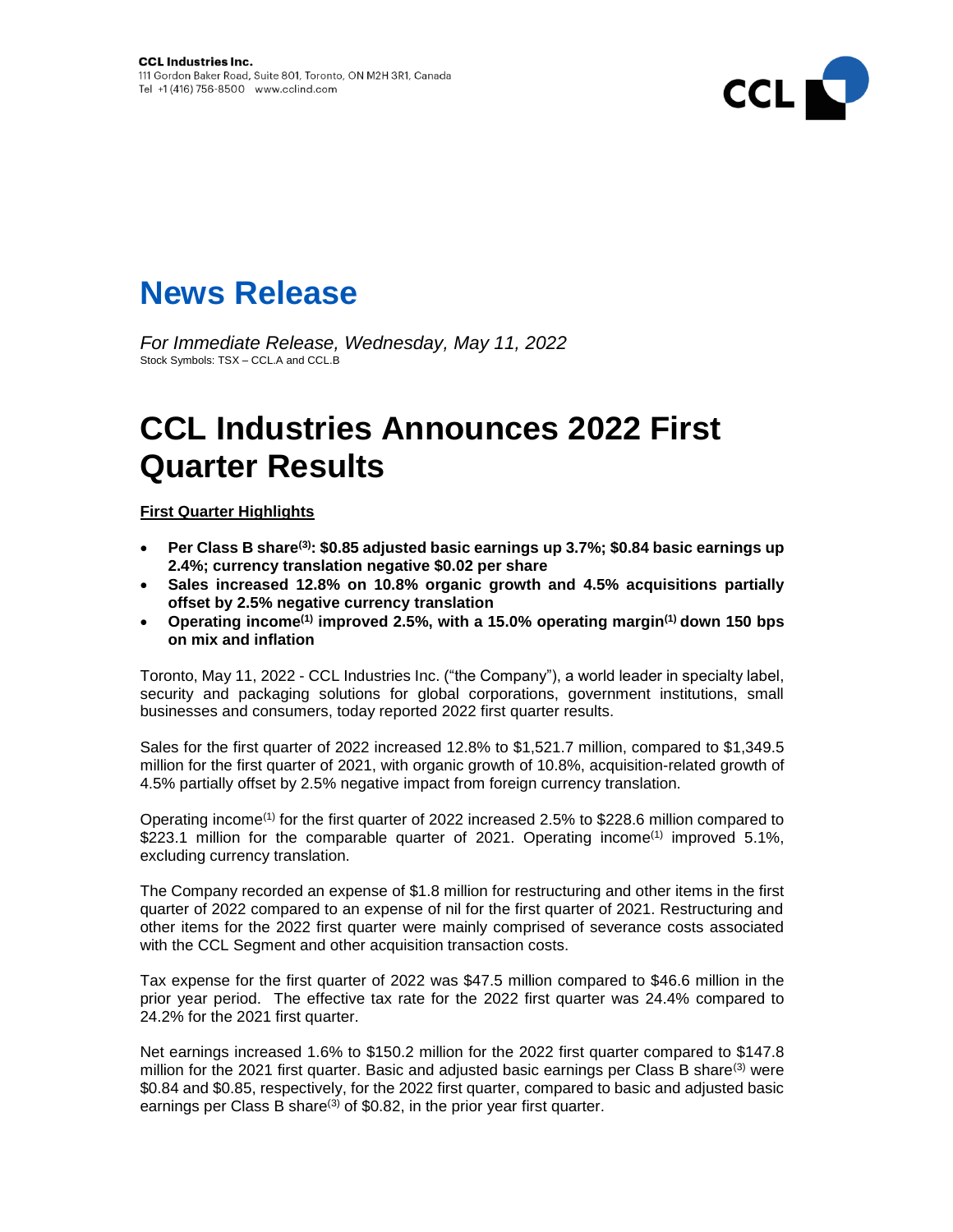**CCL Industries Inc.**
111 Gordon Baker Road, Suite 801, Toronto, ON M2H 3R1, Canada
Tel +1 (416) 756-8500 www.cclind.com

# News Release

*For Immediate Release, Wednesday, May 11, 2022*
Stock Symbols: TSX – CCL.A and CCL.B

# CCL Industries Announces 2022 First Quarter Results

**First Quarter Highlights**

- **Per Class B share[3]: \$0.85 adjusted basic earnings up 3.7%; \$0.84 basic earnings up 2.4%; currency translation negative \$0.02 per share**
- **Sales increased 12.8% on 10.8% organic growth and 4.5% acquisitions partially offset by 2.5% negative currency translation**
- **Operating income[1] improved 2.5%, with a 15.0% operating margin[1] down 150 bps on mix and inflation**

Toronto, May 11, 2022 - CCL Industries Inc. ("the Company"), a world leader in specialty label, security and packaging solutions for global corporations, government institutions, small businesses and consumers, today reported 2022 first quarter results.

Sales for the first quarter of 2022 increased 12.8% to \$1,521.7 million, compared to \$1,349.5 million for the first quarter of 2021, with organic growth of 10.8%, acquisition-related growth of 4.5% partially offset by 2.5% negative impact from foreign currency translation.

Operating income[1] for the first quarter of 2022 increased 2.5% to \$228.6 million compared to \$223.1 million for the comparable quarter of 2021. Operating income[1] improved 5.1%, excluding currency translation.

The Company recorded an expense of \$1.8 million for restructuring and other items in the first quarter of 2022 compared to an expense of nil for the first quarter of 2021. Restructuring and other items for the 2022 first quarter were mainly comprised of severance costs associated with the CCL Segment and other acquisition transaction costs.

Tax expense for the first quarter of 2022 was \$47.5 million compared to \$46.6 million in the prior year period. The effective tax rate for the 2022 first quarter was 24.4% compared to 24.2% for the 2021 first quarter.

Net earnings increased 1.6% to \$150.2 million for the 2022 first quarter compared to \$147.8 million for the 2021 first quarter. Basic and adjusted basic earnings per Class B share[3] were \$0.84 and \$0.85, respectively, for the 2022 first quarter, compared to basic and adjusted basic earnings per Class B share[3] of \$0.82, in the prior year first quarter.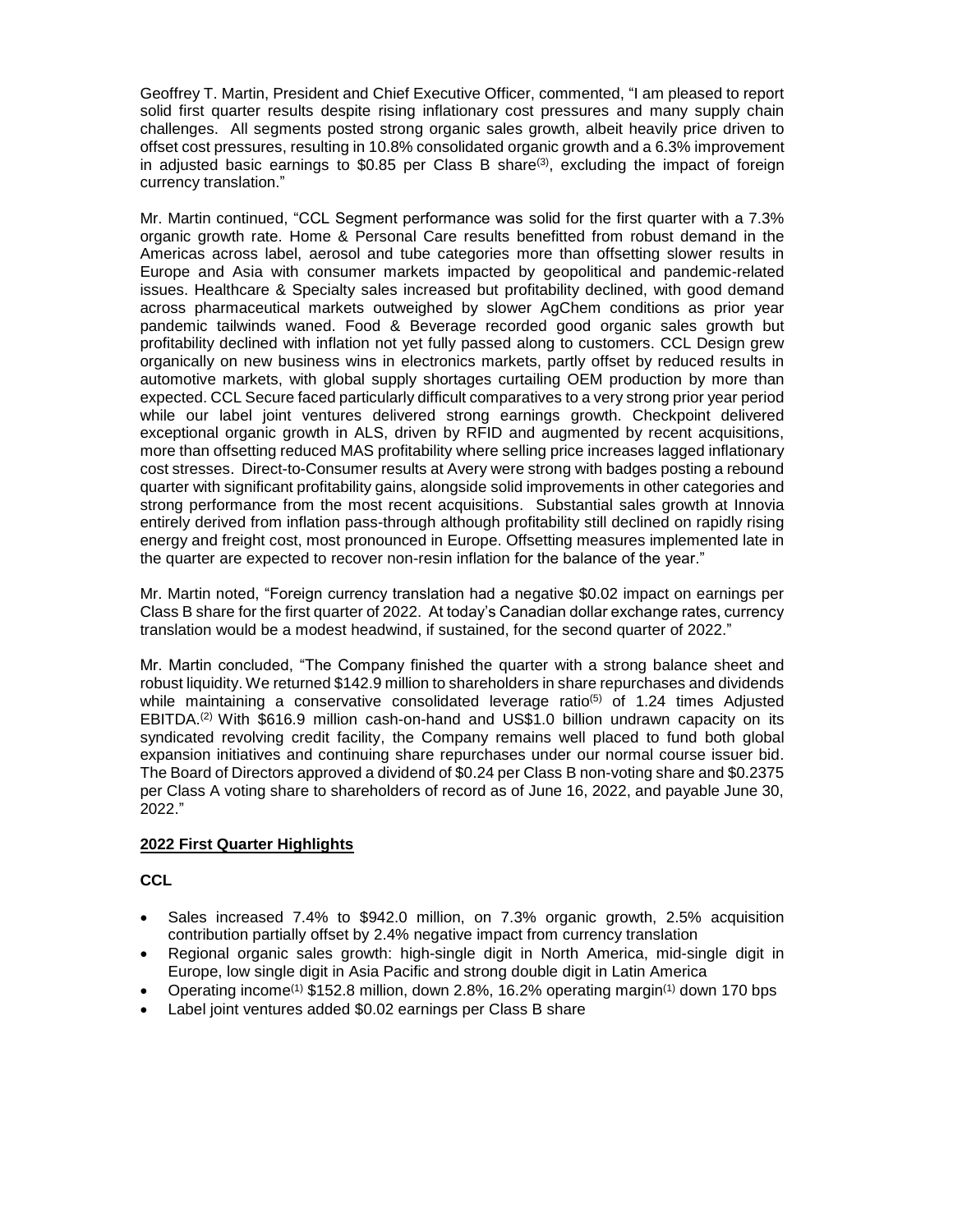Geoffrey T. Martin, President and Chief Executive Officer, commented, "I am pleased to report solid first quarter results despite rising inflationary cost pressures and many supply chain challenges. All segments posted strong organic sales growth, albeit heavily price driven to offset cost pressures, resulting in 10.8% consolidated organic growth and a 6.3% improvement in adjusted basic earnings to $0.85 per Class B share[3], excluding the impact of foreign currency translation."

Mr. Martin continued, "CCL Segment performance was solid for the first quarter with a 7.3% organic growth rate. Home & Personal Care results benefitted from robust demand in the Americas across label, aerosol and tube categories more than offsetting slower results in Europe and Asia with consumer markets impacted by geopolitical and pandemic-related issues. Healthcare & Specialty sales increased but profitability declined, with good demand across pharmaceutical markets outweighed by slower AgChem conditions as prior year pandemic tailwinds waned. Food & Beverage recorded good organic sales growth but profitability declined with inflation not yet fully passed along to customers. CCL Design grew organically on new business wins in electronics markets, partly offset by reduced results in automotive markets, with global supply shortages curtailing OEM production by more than expected. CCL Secure faced particularly difficult comparatives to a very strong prior year period while our label joint ventures delivered strong earnings growth. Checkpoint delivered exceptional organic growth in ALS, driven by RFID and augmented by recent acquisitions, more than offsetting reduced MAS profitability where selling price increases lagged inflationary cost stresses. Direct-to-Consumer results at Avery were strong with badges posting a rebound quarter with significant profitability gains, alongside solid improvements in other categories and strong performance from the most recent acquisitions. Substantial sales growth at Innovia entirely derived from inflation pass-through although profitability still declined on rapidly rising energy and freight cost, most pronounced in Europe. Offsetting measures implemented late in the quarter are expected to recover non-resin inflation for the balance of the year."

Mr. Martin noted, "Foreign currency translation had a negative $0.02 impact on earnings per Class B share for the first quarter of 2022. At today's Canadian dollar exchange rates, currency translation would be a modest headwind, if sustained, for the second quarter of 2022."

Mr. Martin concluded, "The Company finished the quarter with a strong balance sheet and robust liquidity. We returned $142.9 million to shareholders in share repurchases and dividends while maintaining a conservative consolidated leverage ratio[5] of 1.24 times Adjusted EBITDA.[2] With $616.9 million cash-on-hand and US$1.0 billion undrawn capacity on its syndicated revolving credit facility, the Company remains well placed to fund both global expansion initiatives and continuing share repurchases under our normal course issuer bid. The Board of Directors approved a dividend of $0.24 per Class B non-voting share and $0.2375 per Class A voting share to shareholders of record as of June 16, 2022, and payable June 30, 2022."

## 2022 First Quarter Highlights

### CCL

- Sales increased 7.4% to $942.0 million, on 7.3% organic growth, 2.5% acquisition contribution partially offset by 2.4% negative impact from currency translation
- Regional organic sales growth: high-single digit in North America, mid-single digit in Europe, low single digit in Asia Pacific and strong double digit in Latin America
- Operating income[1] $152.8 million, down 2.8%, 16.2% operating margin[1] down 170 bps
- Label joint ventures added $0.02 earnings per Class B share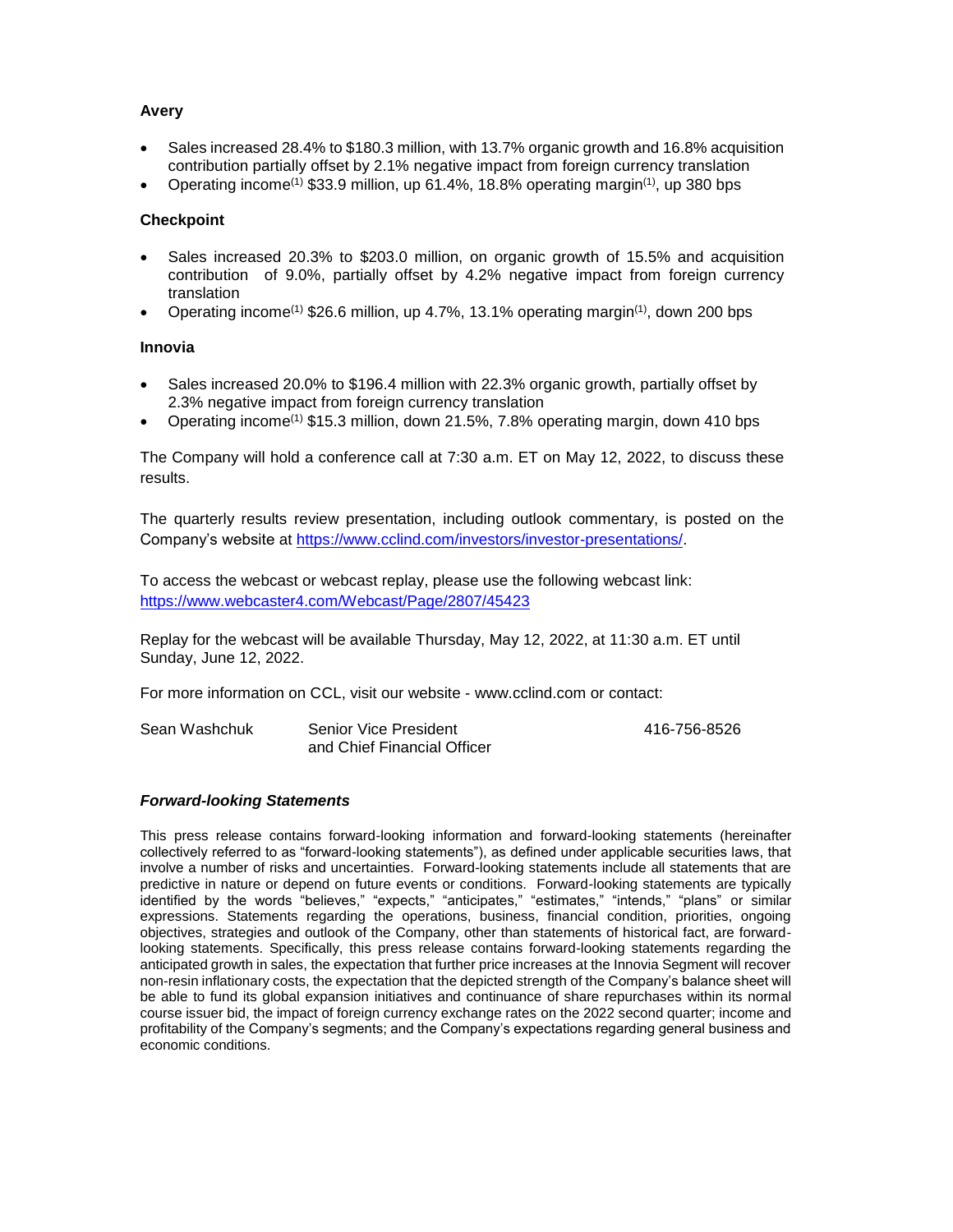**Avery**

- Sales increased 28.4% to $180.3 million, with 13.7% organic growth and 16.8% acquisition contribution partially offset by 2.1% negative impact from foreign currency translation
- Operating income[(1)] $33.9 million, up 61.4%, 18.8% operating margin[(1)], up 380 bps

**Checkpoint**

- Sales increased 20.3% to $203.0 million, on organic growth of 15.5% and acquisition contribution of 9.0%, partially offset by 4.2% negative impact from foreign currency translation
- Operating income[(1)] $26.6 million, up 4.7%, 13.1% operating margin[(1)], down 200 bps

**Innovia**

- Sales increased 20.0% to $196.4 million with 22.3% organic growth, partially offset by 2.3% negative impact from foreign currency translation
- Operating income[(1)] $15.3 million, down 21.5%, 7.8% operating margin, down 410 bps

The Company will hold a conference call at 7:30 a.m. ET on May 12, 2022, to discuss these results.

The quarterly results review presentation, including outlook commentary, is posted on the Company's website at https://www.cclind.com/investors/investor-presentations/.

To access the webcast or webcast replay, please use the following webcast link:
https://www.webcaster4.com/Webcast/Page/2807/45423

Replay for the webcast will be available Thursday, May 12, 2022, at 11:30 a.m. ET until Sunday, June 12, 2022.

For more information on CCL, visit our website - www.cclind.com or contact:

| Sean Washchuk | Senior Vice President and Chief Financial Officer | 416-756-8526 |
|---|---|---|

***Forward-looking Statements***

This press release contains forward-looking information and forward-looking statements (hereinafter collectively referred to as "forward-looking statements"), as defined under applicable securities laws, that involve a number of risks and uncertainties. Forward-looking statements include all statements that are predictive in nature or depend on future events or conditions. Forward-looking statements are typically identified by the words "believes," "expects," "anticipates," "estimates," "intends," "plans" or similar expressions. Statements regarding the operations, business, financial condition, priorities, ongoing objectives, strategies and outlook of the Company, other than statements of historical fact, are forward-looking statements. Specifically, this press release contains forward-looking statements regarding the anticipated growth in sales, the expectation that further price increases at the Innovia Segment will recover non-resin inflationary costs, the expectation that the depicted strength of the Company's balance sheet will be able to fund its global expansion initiatives and continuance of share repurchases within its normal course issuer bid, the impact of foreign currency exchange rates on the 2022 second quarter; income and profitability of the Company's segments; and the Company's expectations regarding general business and economic conditions.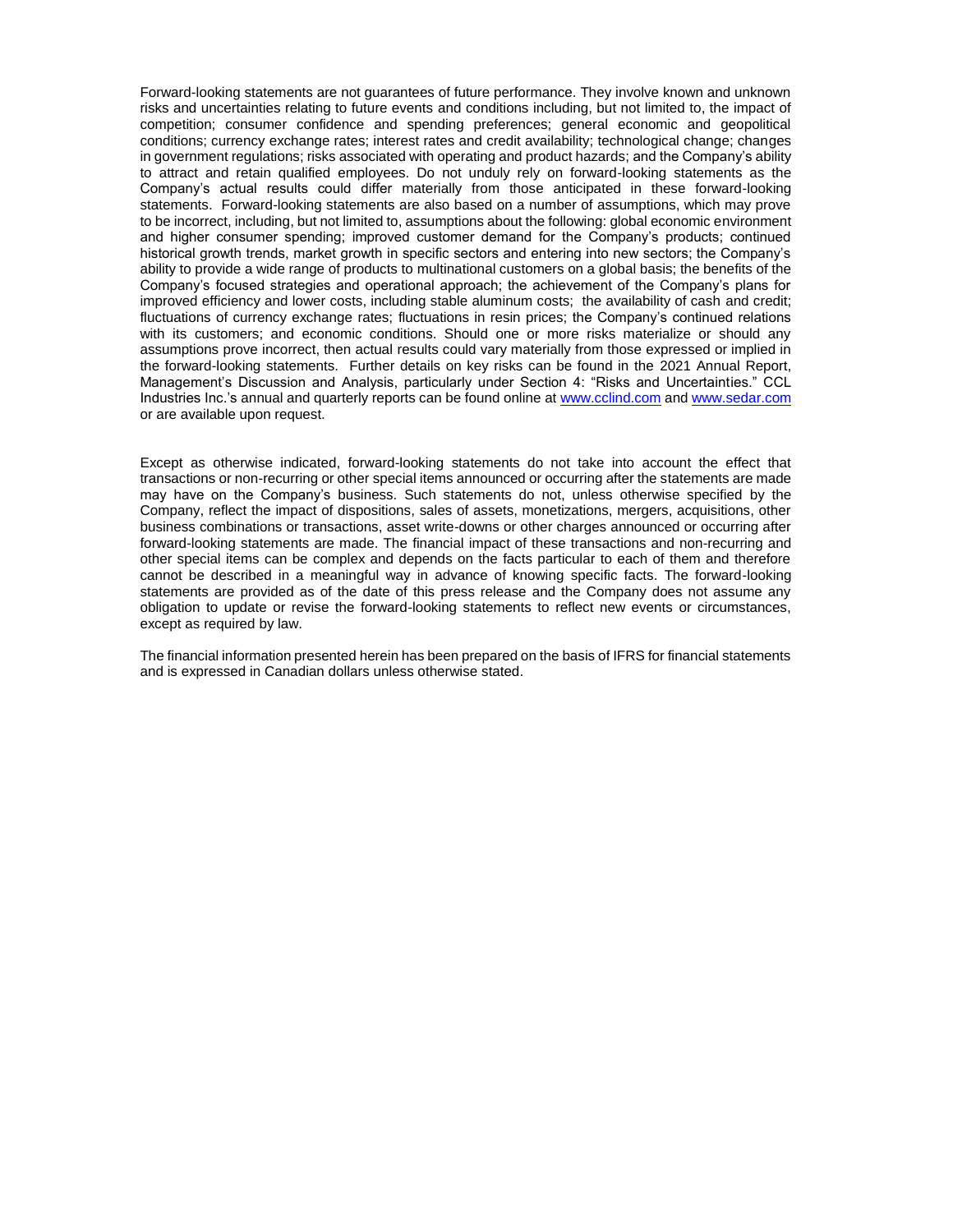Forward-looking statements are not guarantees of future performance. They involve known and unknown risks and uncertainties relating to future events and conditions including, but not limited to, the impact of competition; consumer confidence and spending preferences; general economic and geopolitical conditions; currency exchange rates; interest rates and credit availability; technological change; changes in government regulations; risks associated with operating and product hazards; and the Company's ability to attract and retain qualified employees. Do not unduly rely on forward-looking statements as the Company's actual results could differ materially from those anticipated in these forward-looking statements. Forward-looking statements are also based on a number of assumptions, which may prove to be incorrect, including, but not limited to, assumptions about the following: global economic environment and higher consumer spending; improved customer demand for the Company's products; continued historical growth trends, market growth in specific sectors and entering into new sectors; the Company's ability to provide a wide range of products to multinational customers on a global basis; the benefits of the Company's focused strategies and operational approach; the achievement of the Company's plans for improved efficiency and lower costs, including stable aluminum costs; the availability of cash and credit; fluctuations of currency exchange rates; fluctuations in resin prices; the Company's continued relations with its customers; and economic conditions. Should one or more risks materialize or should any assumptions prove incorrect, then actual results could vary materially from those expressed or implied in the forward-looking statements. Further details on key risks can be found in the 2021 Annual Report, Management's Discussion and Analysis, particularly under Section 4: "Risks and Uncertainties." CCL Industries Inc.'s annual and quarterly reports can be found online at www.cclind.com and www.sedar.com or are available upon request.

Except as otherwise indicated, forward-looking statements do not take into account the effect that transactions or non-recurring or other special items announced or occurring after the statements are made may have on the Company's business. Such statements do not, unless otherwise specified by the Company, reflect the impact of dispositions, sales of assets, monetizations, mergers, acquisitions, other business combinations or transactions, asset write-downs or other charges announced or occurring after forward-looking statements are made. The financial impact of these transactions and non-recurring and other special items can be complex and depends on the facts particular to each of them and therefore cannot be described in a meaningful way in advance of knowing specific facts. The forward-looking statements are provided as of the date of this press release and the Company does not assume any obligation to update or revise the forward-looking statements to reflect new events or circumstances, except as required by law.

The financial information presented herein has been prepared on the basis of IFRS for financial statements and is expressed in Canadian dollars unless otherwise stated.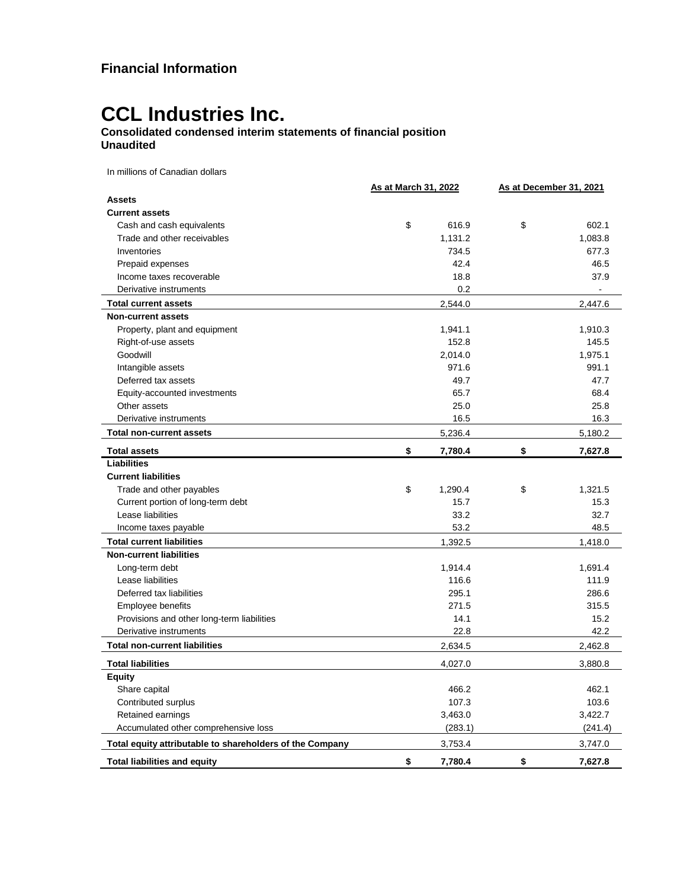## Financial Information

# CCL Industries Inc.

**Consolidated condensed interim statements of financial position**
**Unaudited**

In millions of Canadian dollars

| | As at March 31, 2022 | As at December 31, 2021 |
|---|---|---|
| **Assets** | | |
| **Current assets** | | |
| Cash and cash equivalents | $ 616.9 | $ 602.1 |
| Trade and other receivables | 1,131.2 | 1,083.8 |
| Inventories | 734.5 | 677.3 |
| Prepaid expenses | 42.4 | 46.5 |
| Income taxes recoverable | 18.8 | 37.9 |
| Derivative instruments | 0.2 | - |
| **Total current assets** | 2,544.0 | 2,447.6 |
| **Non-current assets** | | |
| Property, plant and equipment | 1,941.1 | 1,910.3 |
| Right-of-use assets | 152.8 | 145.5 |
| Goodwill | 2,014.0 | 1,975.1 |
| Intangible assets | 971.6 | 991.1 |
| Deferred tax assets | 49.7 | 47.7 |
| Equity-accounted investments | 65.7 | 68.4 |
| Other assets | 25.0 | 25.8 |
| Derivative instruments | 16.5 | 16.3 |
| **Total non-current assets** | 5,236.4 | 5,180.2 |
| **Total assets** | **$ 7,780.4** | **$ 7,627.8** |
| **Liabilities** | | |
| **Current liabilities** | | |
| Trade and other payables | $ 1,290.4 | $ 1,321.5 |
| Current portion of long-term debt | 15.7 | 15.3 |
| Lease liabilities | 33.2 | 32.7 |
| Income taxes payable | 53.2 | 48.5 |
| **Total current liabilities** | 1,392.5 | 1,418.0 |
| **Non-current liabilities** | | |
| Long-term debt | 1,914.4 | 1,691.4 |
| Lease liabilities | 116.6 | 111.9 |
| Deferred tax liabilities | 295.1 | 286.6 |
| Employee benefits | 271.5 | 315.5 |
| Provisions and other long-term liabilities | 14.1 | 15.2 |
| Derivative instruments | 22.8 | 42.2 |
| **Total non-current liabilities** | 2,634.5 | 2,462.8 |
| **Total liabilities** | 4,027.0 | 3,880.8 |
| **Equity** | | |
| Share capital | 466.2 | 462.1 |
| Contributed surplus | 107.3 | 103.6 |
| Retained earnings | 3,463.0 | 3,422.7 |
| Accumulated other comprehensive loss | (283.1) | (241.4) |
| **Total equity attributable to shareholders of the Company** | 3,753.4 | 3,747.0 |
| **Total liabilities and equity** | **$ 7,780.4** | **$ 7,627.8** |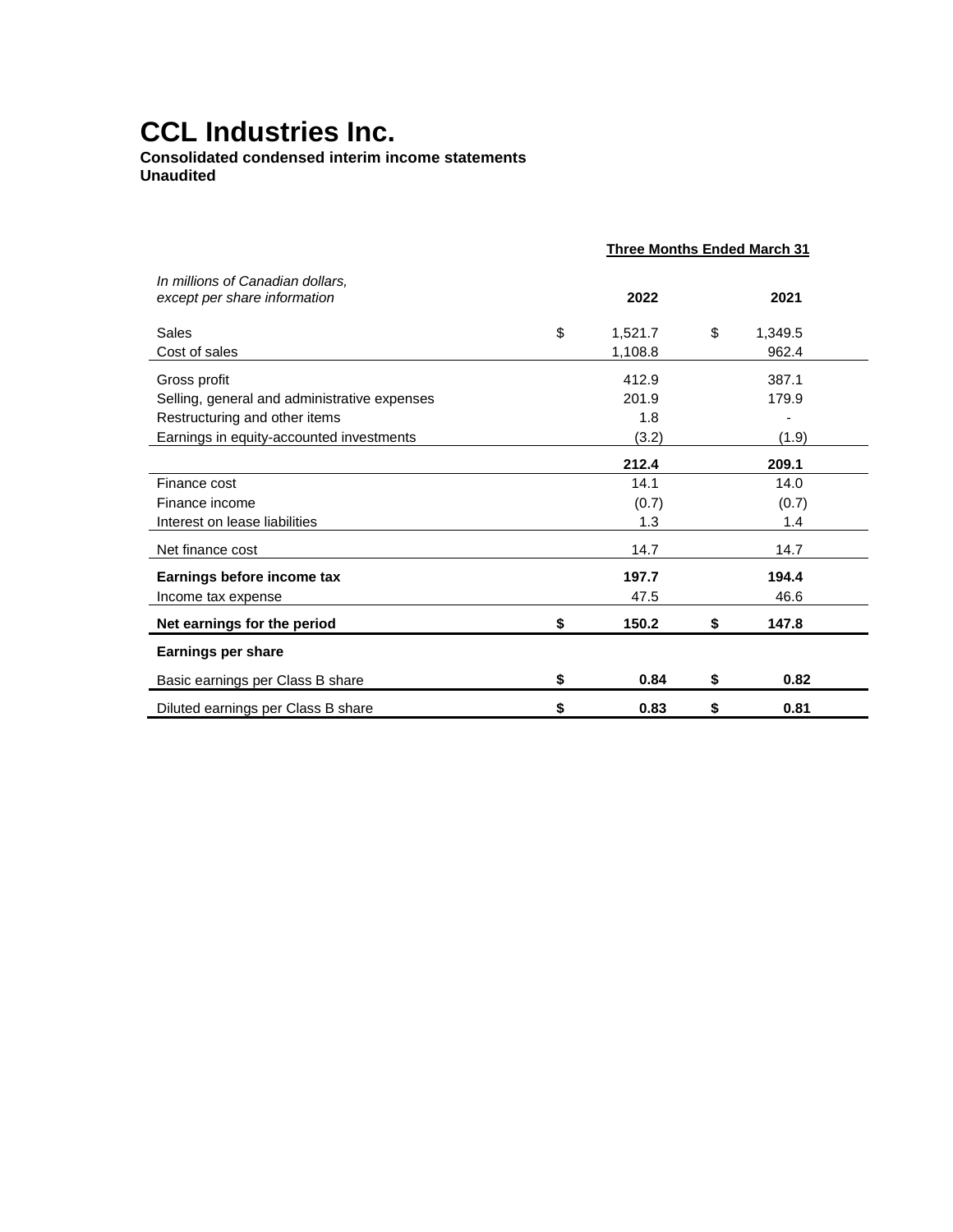# CCL Industries Inc.

**Consolidated condensed interim income statements**
**Unaudited**

| *In millions of Canadian dollars, except per share information* | **Three Months Ended March 31** | |
|---|---|---|
| | **2022** | **2021** |
| Sales | $ 1,521.7 | $ 1,349.5 |
| Cost of sales | 1,108.8 | 962.4 |
| Gross profit | 412.9 | 387.1 |
| Selling, general and administrative expenses | 201.9 | 179.9 |
| Restructuring and other items | 1.8 | - |
| Earnings in equity-accounted investments | (3.2) | (1.9) |
| | **212.4** | **209.1** |
| Finance cost | 14.1 | 14.0 |
| Finance income | (0.7) | (0.7) |
| Interest on lease liabilities | 1.3 | 1.4 |
| Net finance cost | 14.7 | 14.7 |
| **Earnings before income tax** | **197.7** | **194.4** |
| Income tax expense | 47.5 | 46.6 |
| **Net earnings for the period** | **$ 150.2** | **$ 147.8** |
| **Earnings per share** | | |
| Basic earnings per Class B share | **$ 0.84** | **$ 0.82** |
| Diluted earnings per Class B share | **$ 0.83** | **$ 0.81** |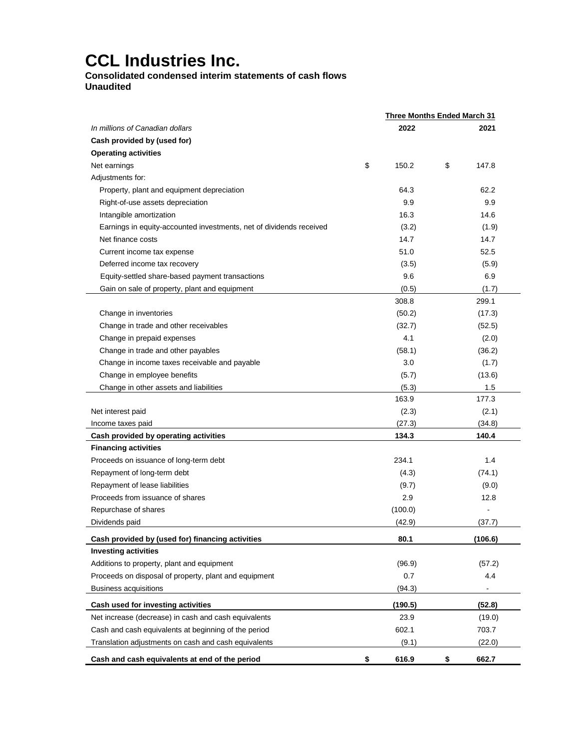# CCL Industries Inc.

**Consolidated condensed interim statements of cash flows**
**Unaudited**

| | Three Months Ended March 31 | |
|---|---|---|
| *In millions of Canadian dollars* | **2022** | **2021** |
| **Cash provided by (used for)** | | |
| **Operating activities** | | |
| Net earnings | $ 150.2 | $ 147.8 |
| Adjustments for: | | |
| Property, plant and equipment depreciation | 64.3 | 62.2 |
| Right-of-use assets depreciation | 9.9 | 9.9 |
| Intangible amortization | 16.3 | 14.6 |
| Earnings in equity-accounted investments, net of dividends received | (3.2) | (1.9) |
| Net finance costs | 14.7 | 14.7 |
| Current income tax expense | 51.0 | 52.5 |
| Deferred income tax recovery | (3.5) | (5.9) |
| Equity-settled share-based payment transactions | 9.6 | 6.9 |
| Gain on sale of property, plant and equipment | (0.5) | (1.7) |
| | 308.8 | 299.1 |
| Change in inventories | (50.2) | (17.3) |
| Change in trade and other receivables | (32.7) | (52.5) |
| Change in prepaid expenses | 4.1 | (2.0) |
| Change in trade and other payables | (58.1) | (36.2) |
| Change in income taxes receivable and payable | 3.0 | (1.7) |
| Change in employee benefits | (5.7) | (13.6) |
| Change in other assets and liabilities | (5.3) | 1.5 |
| | 163.9 | 177.3 |
| Net interest paid | (2.3) | (2.1) |
| Income taxes paid | (27.3) | (34.8) |
| **Cash provided by operating activities** | **134.3** | **140.4** |
| **Financing activities** | | |
| Proceeds on issuance of long-term debt | 234.1 | 1.4 |
| Repayment of long-term debt | (4.3) | (74.1) |
| Repayment of lease liabilities | (9.7) | (9.0) |
| Proceeds from issuance of shares | 2.9 | 12.8 |
| Repurchase of shares | (100.0) | - |
| Dividends paid | (42.9) | (37.7) |
| **Cash provided by (used for) financing activities** | **80.1** | **(106.6)** |
| **Investing activities** | | |
| Additions to property, plant and equipment | (96.9) | (57.2) |
| Proceeds on disposal of property, plant and equipment | 0.7 | 4.4 |
| Business acquisitions | (94.3) | - |
| **Cash used for investing activities** | **(190.5)** | **(52.8)** |
| Net increase (decrease) in cash and cash equivalents | 23.9 | (19.0) |
| Cash and cash equivalents at beginning of the period | 602.1 | 703.7 |
| Translation adjustments on cash and cash equivalents | (9.1) | (22.0) |
| **Cash and cash equivalents at end of the period** | **$ 616.9** | **$ 662.7** |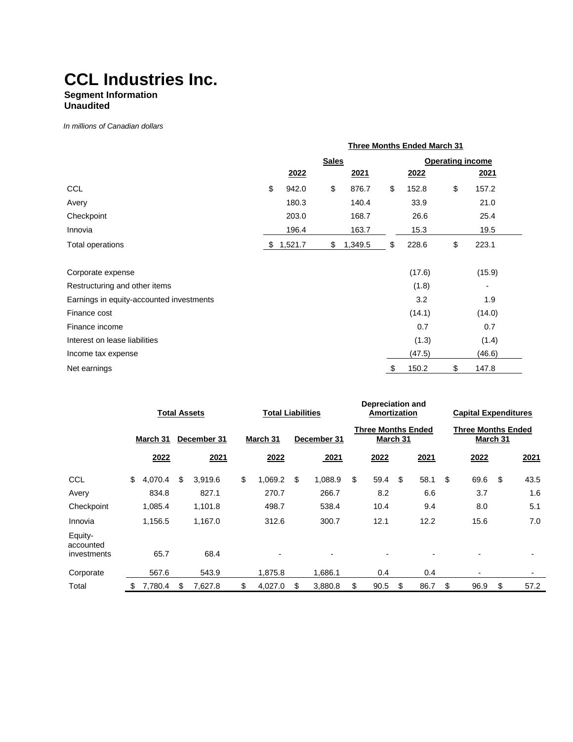# CCL Industries Inc.

**Segment Information**
**Unaudited**

*In millions of Canadian dollars*

| | Three Months Ended March 31 | | | |
|---|---|---|---|---|
| | Sales | | Operating income | |
| | 2022 | 2021 | 2022 | 2021 |
| CCL | $ 942.0 | $ 876.7 | $ 152.8 | $ 157.2 |
| Avery | 180.3 | 140.4 | 33.9 | 21.0 |
| Checkpoint | 203.0 | 168.7 | 26.6 | 25.4 |
| Innovia | 196.4 | 163.7 | 15.3 | 19.5 |
| Total operations | $ 1,521.7 | $ 1,349.5 | $ 228.6 | $ 223.1 |
| Corporate expense | | | (17.6) | (15.9) |
| Restructuring and other items | | | (1.8) | - |
| Earnings in equity-accounted investments | | | 3.2 | 1.9 |
| Finance cost | | | (14.1) | (14.0) |
| Finance income | | | 0.7 | 0.7 |
| Interest on lease liabilities | | | (1.3) | (1.4) |
| Income tax expense | | | (47.5) | (46.6) |
| Net earnings | | | $ 150.2 | $ 147.8 |

| | Total Assets | | Total Liabilities | | Depreciation and Amortization | | Capital Expenditures | |
|---|---|---|---|---|---|---|---|---|
| | March 31 | December 31 | March 31 | December 31 | Three Months Ended March 31 | | Three Months Ended March 31 | |
| | 2022 | 2021 | 2022 | 2021 | 2022 | 2021 | 2022 | 2021 |
| CCL | $ 4,070.4 | $ 3,919.6 | $ 1,069.2 | $ 1,088.9 | $ 59.4 | $ 58.1 | $ 69.6 | $ 43.5 |
| Avery | 834.8 | 827.1 | 270.7 | 266.7 | 8.2 | 6.6 | 3.7 | 1.6 |
| Checkpoint | 1,085.4 | 1,101.8 | 498.7 | 538.4 | 10.4 | 9.4 | 8.0 | 5.1 |
| Innovia | 1,156.5 | 1,167.0 | 312.6 | 300.7 | 12.1 | 12.2 | 15.6 | 7.0 |
| Equity-accounted investments | 65.7 | 68.4 | - | - | - | - | - | - |
| Corporate | 567.6 | 543.9 | 1,875.8 | 1,686.1 | 0.4 | 0.4 | - | - |
| Total | $ 7,780.4 | $ 7,627.8 | $ 4,027.0 | $ 3,880.8 | $ 90.5 | $ 86.7 | $ 96.9 | $ 57.2 |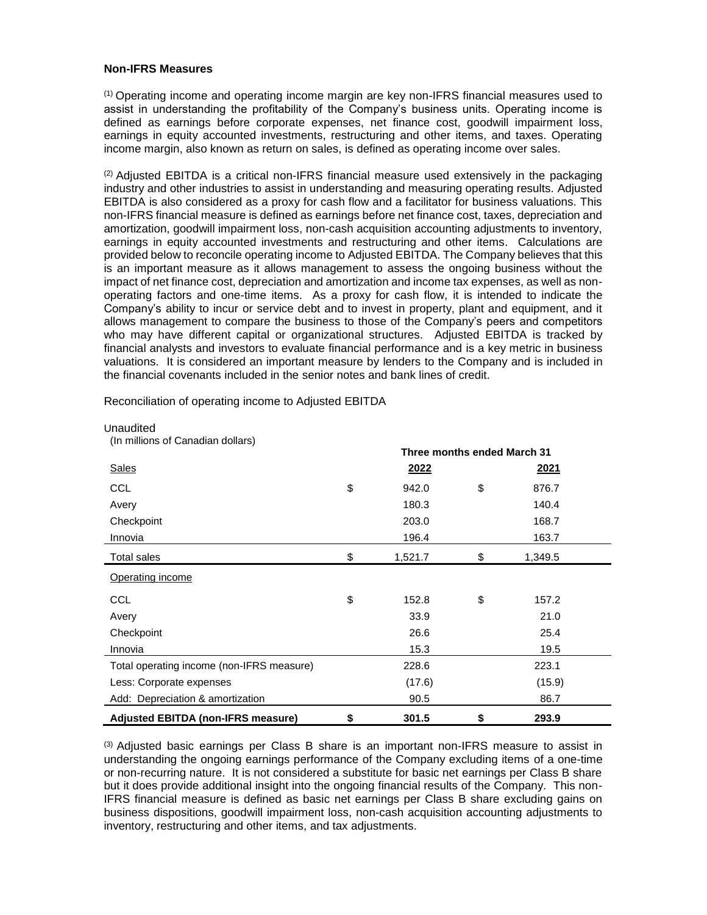**Non-IFRS Measures**

(1) Operating income and operating income margin are key non-IFRS financial measures used to assist in understanding the profitability of the Company's business units. Operating income is defined as earnings before corporate expenses, net finance cost, goodwill impairment loss, earnings in equity accounted investments, restructuring and other items, and taxes. Operating income margin, also known as return on sales, is defined as operating income over sales.

(2) Adjusted EBITDA is a critical non-IFRS financial measure used extensively in the packaging industry and other industries to assist in understanding and measuring operating results. Adjusted EBITDA is also considered as a proxy for cash flow and a facilitator for business valuations. This non-IFRS financial measure is defined as earnings before net finance cost, taxes, depreciation and amortization, goodwill impairment loss, non-cash acquisition accounting adjustments to inventory, earnings in equity accounted investments and restructuring and other items. Calculations are provided below to reconcile operating income to Adjusted EBITDA. The Company believes that this is an important measure as it allows management to assess the ongoing business without the impact of net finance cost, depreciation and amortization and income tax expenses, as well as non-operating factors and one-time items. As a proxy for cash flow, it is intended to indicate the Company's ability to incur or service debt and to invest in property, plant and equipment, and it allows management to compare the business to those of the Company's peers and competitors who may have different capital or organizational structures. Adjusted EBITDA is tracked by financial analysts and investors to evaluate financial performance and is a key metric in business valuations. It is considered an important measure by lenders to the Company and is included in the financial covenants included in the senior notes and bank lines of credit.

Reconciliation of operating income to Adjusted EBITDA

Unaudited
(In millions of Canadian dollars)

| | Three months ended March 31 | |
|---|---|---|
| Sales | 2022 | 2021 |
| CCL | $ 942.0 | $ 876.7 |
| Avery | 180.3 | 140.4 |
| Checkpoint | 203.0 | 168.7 |
| Innovia | 196.4 | 163.7 |
| Total sales | $ 1,521.7 | $ 1,349.5 |
| Operating income | | |
| CCL | $ 152.8 | $ 157.2 |
| Avery | 33.9 | 21.0 |
| Checkpoint | 26.6 | 25.4 |
| Innovia | 15.3 | 19.5 |
| Total operating income (non-IFRS measure) | 228.6 | 223.1 |
| Less: Corporate expenses | (17.6) | (15.9) |
| Add: Depreciation & amortization | 90.5 | 86.7 |
| **Adjusted EBITDA (non-IFRS measure)** | **$ 301.5** | **$ 293.9** |

(3) Adjusted basic earnings per Class B share is an important non-IFRS measure to assist in understanding the ongoing earnings performance of the Company excluding items of a one-time or non-recurring nature. It is not considered a substitute for basic net earnings per Class B share but it does provide additional insight into the ongoing financial results of the Company. This non-IFRS financial measure is defined as basic net earnings per Class B share excluding gains on business dispositions, goodwill impairment loss, non-cash acquisition accounting adjustments to inventory, restructuring and other items, and tax adjustments.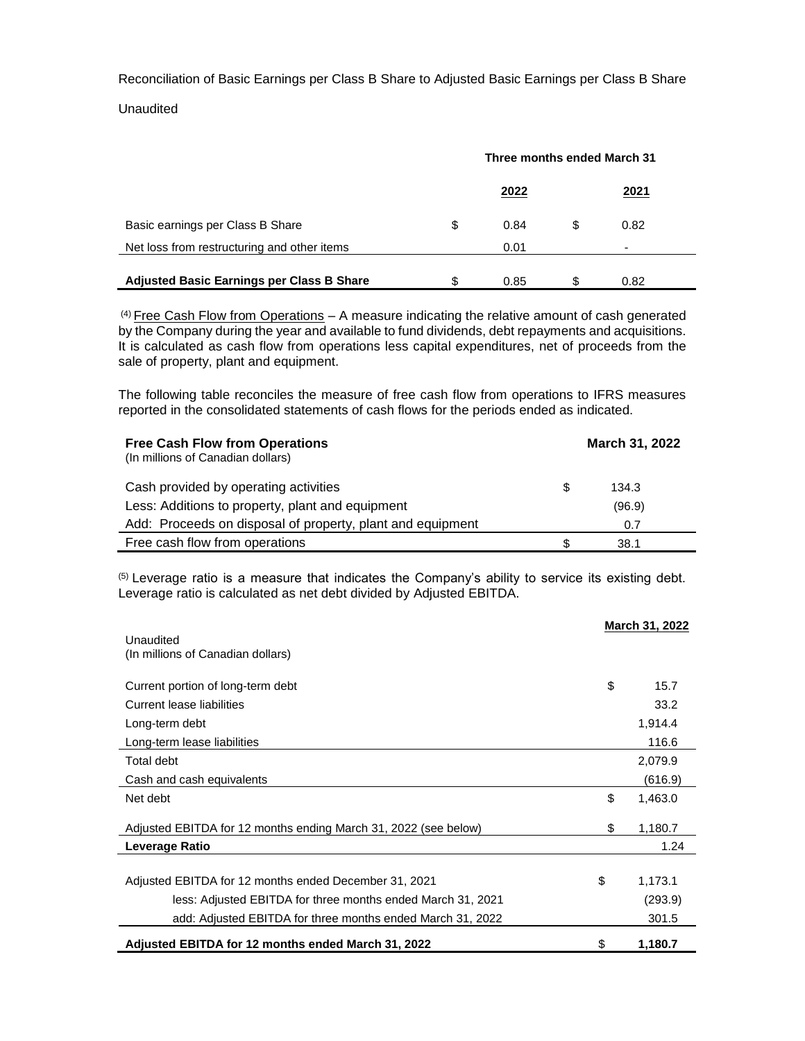Reconciliation of Basic Earnings per Class B Share to Adjusted Basic Earnings per Class B Share

Unaudited

| | Three months ended March 31 | |
|---|---|---|
| | 2022 | 2021 |
| Basic earnings per Class B Share | $ 0.84 | $ 0.82 |
| Net loss from restructuring and other items | 0.01 | - |
| **Adjusted Basic Earnings per Class B Share** | $ 0.85 | $ 0.82 |

[(4)] Free Cash Flow from Operations – A measure indicating the relative amount of cash generated by the Company during the year and available to fund dividends, debt repayments and acquisitions. It is calculated as cash flow from operations less capital expenditures, net of proceeds from the sale of property, plant and equipment.

The following table reconciles the measure of free cash flow from operations to IFRS measures reported in the consolidated statements of cash flows for the periods ended as indicated.

| **Free Cash Flow from Operations** (In millions of Canadian dollars) | **March 31, 2022** |
|---|---|
| Cash provided by operating activities | $ 134.3 |
| Less: Additions to property, plant and equipment | (96.9) |
| Add: Proceeds on disposal of property, plant and equipment | 0.7 |
| Free cash flow from operations | $ 38.1 |

[(5)] Leverage ratio is a measure that indicates the Company's ability to service its existing debt. Leverage ratio is calculated as net debt divided by Adjusted EBITDA.

| Unaudited (In millions of Canadian dollars) | March 31, 2022 |
|---|---|
| Current portion of long-term debt | $ 15.7 |
| Current lease liabilities | 33.2 |
| Long-term debt | 1,914.4 |
| Long-term lease liabilities | 116.6 |
| Total debt | 2,079.9 |
| Cash and cash equivalents | (616.9) |
| Net debt | $ 1,463.0 |
| Adjusted EBITDA for 12 months ending March 31, 2022 (see below) | $ 1,180.7 |
| **Leverage Ratio** | 1.24 |
| | |
| Adjusted EBITDA for 12 months ended December 31, 2021 | $ 1,173.1 |
| less: Adjusted EBITDA for three months ended March 31, 2021 | (293.9) |
| add: Adjusted EBITDA for three months ended March 31, 2022 | 301.5 |
| **Adjusted EBITDA for 12 months ended March 31, 2022** | $ **1,180.7** |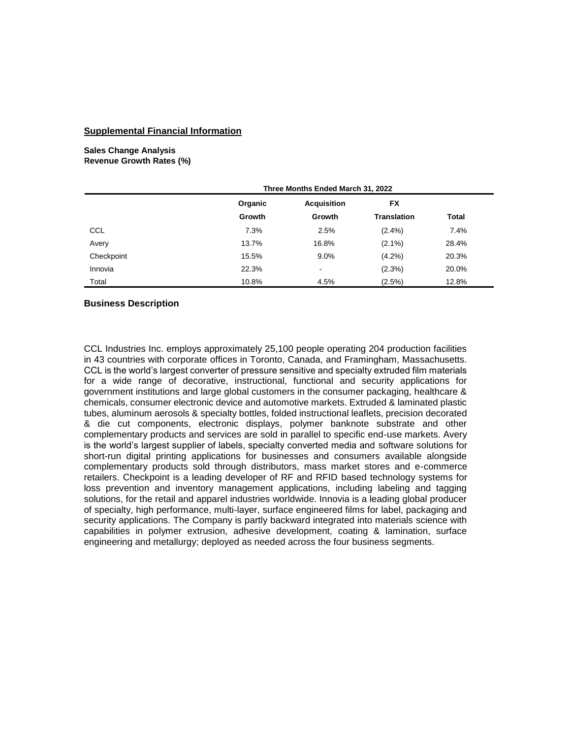## Supplemental Financial Information

**Sales Change Analysis**
**Revenue Growth Rates (%)**

| | Three Months Ended March 31, 2022 | | | |
|---|---|---|---|---|
| | Organic Growth | Acquisition Growth | FX Translation | Total |
| CCL | 7.3% | 2.5% | (2.4%) | 7.4% |
| Avery | 13.7% | 16.8% | (2.1%) | 28.4% |
| Checkpoint | 15.5% | 9.0% | (4.2%) | 20.3% |
| Innovia | 22.3% | - | (2.3%) | 20.0% |
| Total | 10.8% | 4.5% | (2.5%) | 12.8% |

### Business Description

CCL Industries Inc. employs approximately 25,100 people operating 204 production facilities in 43 countries with corporate offices in Toronto, Canada, and Framingham, Massachusetts. CCL is the world's largest converter of pressure sensitive and specialty extruded film materials for a wide range of decorative, instructional, functional and security applications for government institutions and large global customers in the consumer packaging, healthcare & chemicals, consumer electronic device and automotive markets. Extruded & laminated plastic tubes, aluminum aerosols & specialty bottles, folded instructional leaflets, precision decorated & die cut components, electronic displays, polymer banknote substrate and other complementary products and services are sold in parallel to specific end-use markets. Avery is the world's largest supplier of labels, specialty converted media and software solutions for short-run digital printing applications for businesses and consumers available alongside complementary products sold through distributors, mass market stores and e-commerce retailers. Checkpoint is a leading developer of RF and RFID based technology systems for loss prevention and inventory management applications, including labeling and tagging solutions, for the retail and apparel industries worldwide. Innovia is a leading global producer of specialty, high performance, multi-layer, surface engineered films for label, packaging and security applications. The Company is partly backward integrated into materials science with capabilities in polymer extrusion, adhesive development, coating & lamination, surface engineering and metallurgy; deployed as needed across the four business segments.